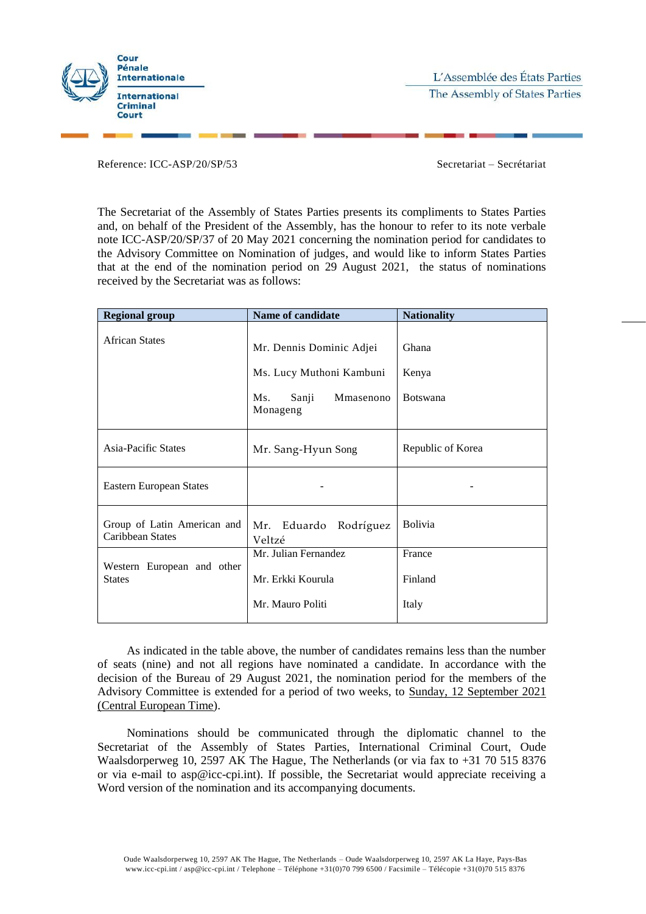Cour Pénale Internationale

International Criminal Court

L'Assemblée des États Parties

The Assembly of States Parties

Reference: ICC-ASP/20/SP/53

Secretariat – Secrétariat

The Secretariat of the Assembly of States Parties presents its compliments to States Parties and, on behalf of the President of the Assembly, has the honour to refer to its note verbale note ICC-ASP/20/SP/37 of 20 May 2021 concerning the nomination period for candidates to the Advisory Committee on Nomination of judges, and would like to inform States Parties that at the end of the nomination period on 29 August 2021, the status of nominations received by the Secretariat was as follows:

| Regional group | Name of candidate | Nationality |
| --- | --- | --- |
| African States | Mr. Dennis Dominic Adjei | Ghana |
| | Ms. Lucy Muthoni Kambuni | Kenya |
| | Ms. Sanji Mmasenono Monageng | Botswana |
| Asia-Pacific States | Mr. Sang-Hyun Song | Republic of Korea |
| Eastern European States | - | - |
| Group of Latin American and Caribbean States | Mr. Eduardo Rodríguez Veltzé | Bolivia |
| Western European and other States | Mr. Julian Fernandez | France |
| | Mr. Erkki Kourula | Finland |
| | Mr. Mauro Politi | Italy |

As indicated in the table above, the number of candidates remains less than the number of seats (nine) and not all regions have nominated a candidate. In accordance with the decision of the Bureau of 29 August 2021, the nomination period for the members of the Advisory Committee is extended for a period of two weeks, to Sunday, 12 September 2021 (Central European Time).

Nominations should be communicated through the diplomatic channel to the Secretariat of the Assembly of States Parties, International Criminal Court, Oude Waalsdorperweg 10, 2597 AK The Hague, The Netherlands (or via fax to +31 70 515 8376 or via e-mail to asp@icc-cpi.int). If possible, the Secretariat would appreciate receiving a Word version of the nomination and its accompanying documents.

Oude Waalsdorperweg 10, 2597 AK The Hague, The Netherlands – Oude Waalsdorperweg 10, 2597 AK La Haye, Pays-Bas
www.icc-cpi.int / asp@icc-cpi.int / Telephone – Téléphone +31(0)70 799 6500 / Facsimile – Télécopie +31(0)70 515 8376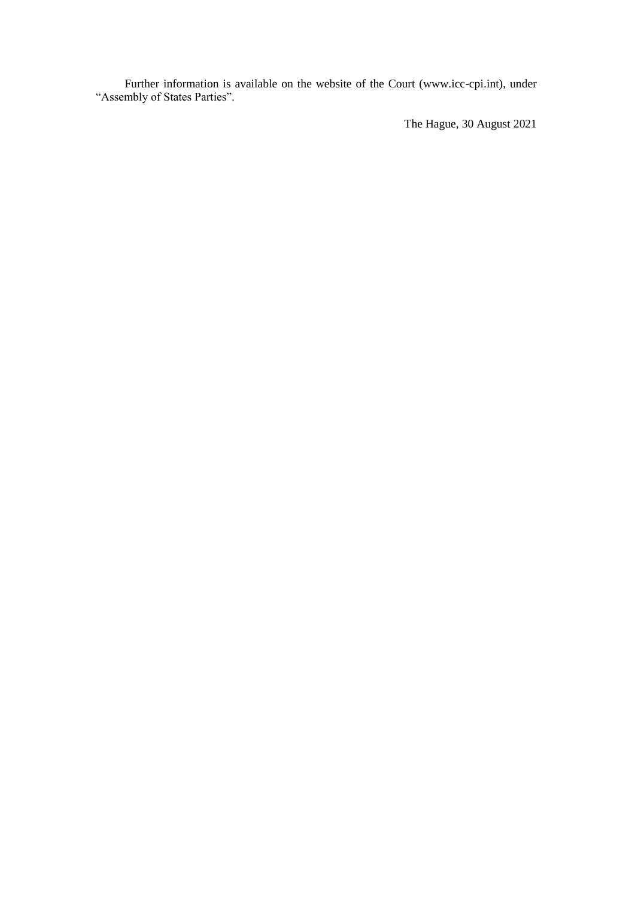Further information is available on the website of the Court (www.icc-cpi.int), under "Assembly of States Parties".

The Hague, 30 August 2021